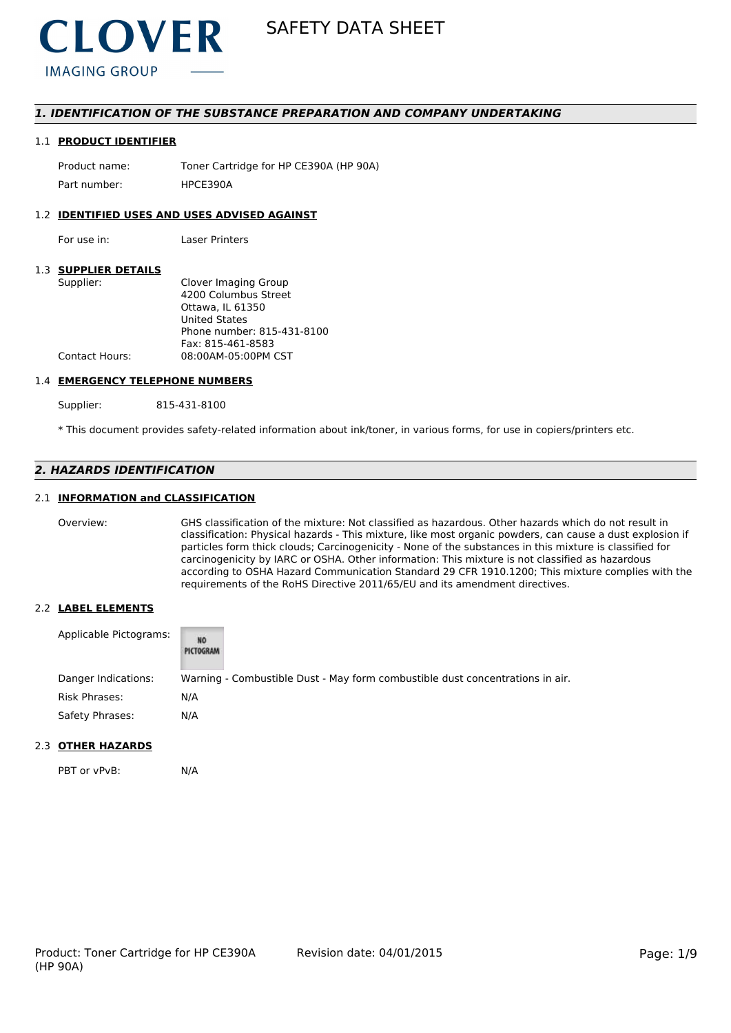CLOVER
IMAGING GROUP

# SAFETY DATA SHEET

## 1. IDENTIFICATION OF THE SUBSTANCE PREPARATION AND COMPANY UNDERTAKING

### 1.1 PRODUCT IDENTIFIER

| | |
|---|---|
| Product name: | Toner Cartridge for HP CE390A (HP 90A) |
| Part number: | HPCE390A |

### 1.2 IDENTIFIED USES AND USES ADVISED AGAINST

| | |
|---|---|
| For use in: | Laser Printers |

### 1.3 SUPPLIER DETAILS

| | |
|---|---|
| Supplier: | Clover Imaging Group<br>4200 Columbus Street<br>Ottawa, IL 61350<br>United States<br>Phone number: 815-431-8100<br>Fax: 815-461-8583 |
| Contact Hours: | 08:00AM-05:00PM CST |

### 1.4 EMERGENCY TELEPHONE NUMBERS

| | |
|---|---|
| Supplier: | 815-431-8100 |

* This document provides safety-related information about ink/toner, in various forms, for use in copiers/printers etc.

## 2. HAZARDS IDENTIFICATION

### 2.1 INFORMATION and CLASSIFICATION

| | |
|---|---|
| Overview: | GHS classification of the mixture: Not classified as hazardous. Other hazards which do not result in classification: Physical hazards - This mixture, like most organic powders, can cause a dust explosion if particles form thick clouds; Carcinogenicity - None of the substances in this mixture is classified for carcinogenicity by IARC or OSHA. Other information: This mixture is not classified as hazardous according to OSHA Hazard Communication Standard 29 CFR 1910.1200; This mixture complies with the requirements of the RoHS Directive 2011/65/EU and its amendment directives. |

### 2.2 LABEL ELEMENTS

| | |
|---|---|
| Applicable Pictograms: | NO PICTOGRAM |
| Danger Indications: | Warning - Combustible Dust - May form combustible dust concentrations in air. |
| Risk Phrases: | N/A |
| Safety Phrases: | N/A |

### 2.3 OTHER HAZARDS

| | |
|---|---|
| PBT or vPvB: | N/A |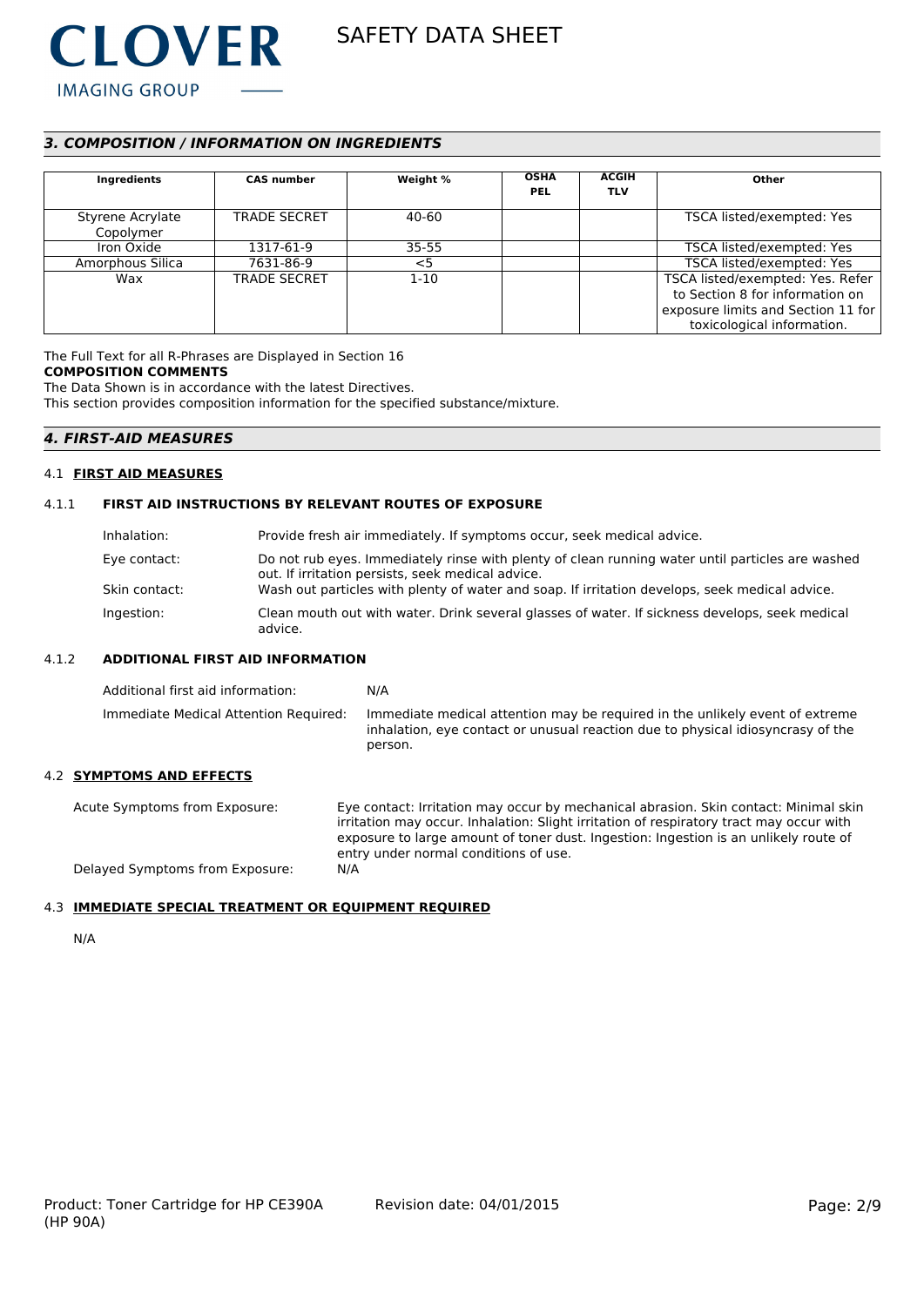## *3. COMPOSITION / INFORMATION ON INGREDIENTS*

| Ingredients | CAS number | Weight % | OSHA PEL | ACGIH TLV | Other |
|---|---|---|---|---|---|
| Styrene Acrylate Copolymer | TRADE SECRET | 40-60 | | | TSCA listed/exempted: Yes |
| Iron Oxide | 1317-61-9 | 35-55 | | | TSCA listed/exempted: Yes |
| Amorphous Silica | 7631-86-9 | <5 | | | TSCA listed/exempted: Yes |
| Wax | TRADE SECRET | 1-10 | | | TSCA listed/exempted: Yes. Refer to Section 8 for information on exposure limits and Section 11 for toxicological information. |

The Full Text for all R-Phrases are Displayed in Section 16

**COMPOSITION COMMENTS**

The Data Shown is in accordance with the latest Directives.

This section provides composition information for the specified substance/mixture.

## *4. FIRST-AID MEASURES*

### 4.1 FIRST AID MEASURES

#### 4.1.1 FIRST AID INSTRUCTIONS BY RELEVANT ROUTES OF EXPOSURE

Inhalation: Provide fresh air immediately. If symptoms occur, seek medical advice.

Eye contact: Do not rub eyes. Immediately rinse with plenty of clean running water until particles are washed out. If irritation persists, seek medical advice.

Skin contact: Wash out particles with plenty of water and soap. If irritation develops, seek medical advice.

Ingestion: Clean mouth out with water. Drink several glasses of water. If sickness develops, seek medical advice.

#### 4.1.2 ADDITIONAL FIRST AID INFORMATION

Additional first aid information: N/A

Immediate Medical Attention Required: Immediate medical attention may be required in the unlikely event of extreme inhalation, eye contact or unusual reaction due to physical idiosyncrasy of the person.

### 4.2 SYMPTOMS AND EFFECTS

Acute Symptoms from Exposure: Eye contact: Irritation may occur by mechanical abrasion. Skin contact: Minimal skin irritation may occur. Inhalation: Slight irritation of respiratory tract may occur with exposure to large amount of toner dust. Ingestion: Ingestion is an unlikely route of entry under normal conditions of use.

Delayed Symptoms from Exposure: N/A

### 4.3 IMMEDIATE SPECIAL TREATMENT OR EQUIPMENT REQUIRED

N/A

Product: Toner Cartridge for HP CE390A (HP 90A) Revision date: 04/01/2015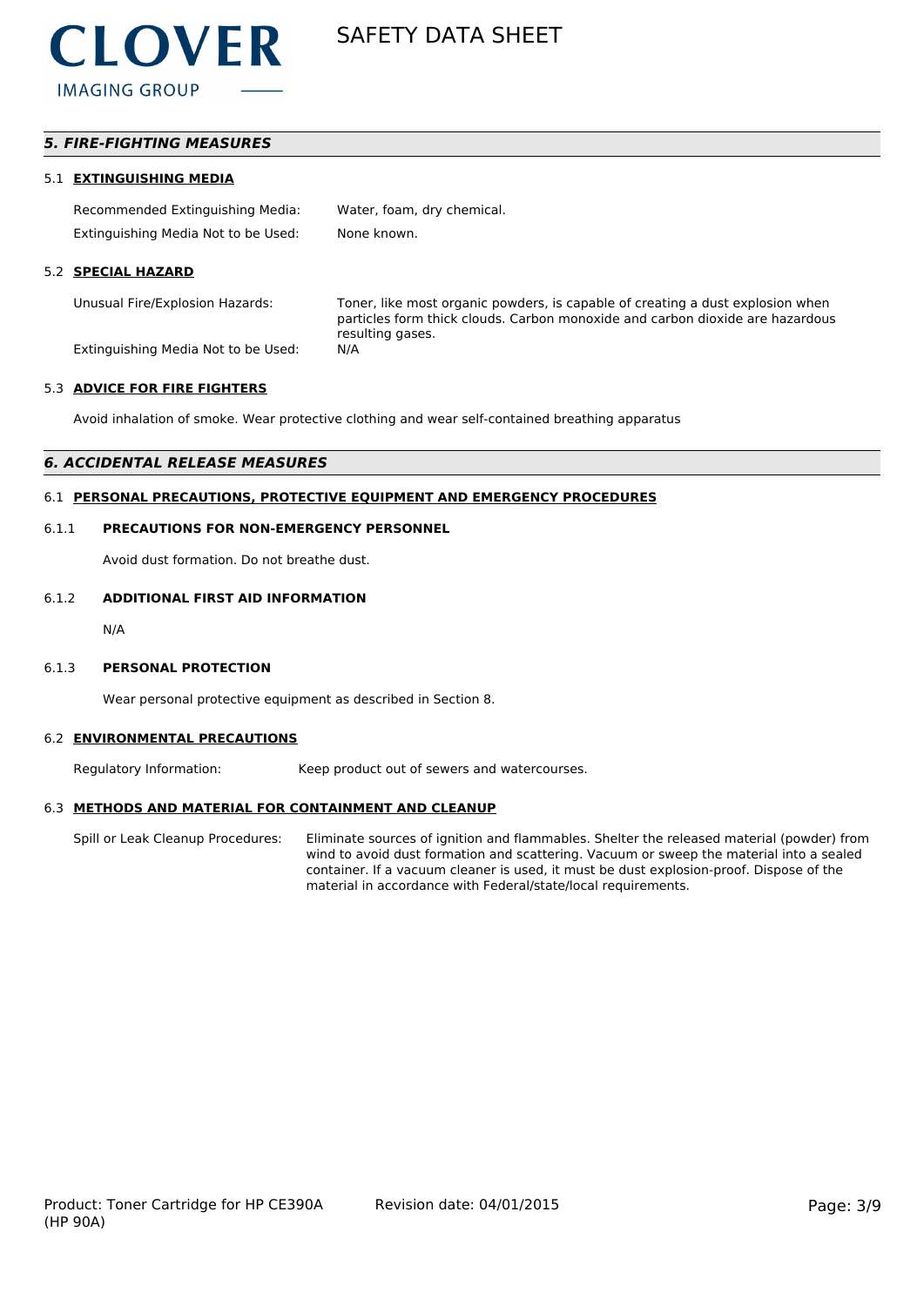## *5. FIRE-FIGHTING MEASURES*

### 5.1 EXTINGUISHING MEDIA

| | |
|---|---|
| Recommended Extinguishing Media: | Water, foam, dry chemical. |
| Extinguishing Media Not to be Used: | None known. |

### 5.2 SPECIAL HAZARD

| | |
|---|---|
| Unusual Fire/Explosion Hazards: | Toner, like most organic powders, is capable of creating a dust explosion when particles form thick clouds. Carbon monoxide and carbon dioxide are hazardous resulting gases. |
| Extinguishing Media Not to be Used: | N/A |

### 5.3 ADVICE FOR FIRE FIGHTERS

Avoid inhalation of smoke. Wear protective clothing and wear self-contained breathing apparatus

## *6. ACCIDENTAL RELEASE MEASURES*

### 6.1 PERSONAL PRECAUTIONS, PROTECTIVE EQUIPMENT AND EMERGENCY PROCEDURES

#### 6.1.1 PRECAUTIONS FOR NON-EMERGENCY PERSONNEL

Avoid dust formation. Do not breathe dust.

#### 6.1.2 ADDITIONAL FIRST AID INFORMATION

N/A

#### 6.1.3 PERSONAL PROTECTION

Wear personal protective equipment as described in Section 8.

### 6.2 ENVIRONMENTAL PRECAUTIONS

| | |
|---|---|
| Regulatory Information: | Keep product out of sewers and watercourses. |

### 6.3 METHODS AND MATERIAL FOR CONTAINMENT AND CLEANUP

| | |
|---|---|
| Spill or Leak Cleanup Procedures: | Eliminate sources of ignition and flammables. Shelter the released material (powder) from wind to avoid dust formation and scattering. Vacuum or sweep the material into a sealed container. If a vacuum cleaner is used, it must be dust explosion-proof. Dispose of the material in accordance with Federal/state/local requirements. |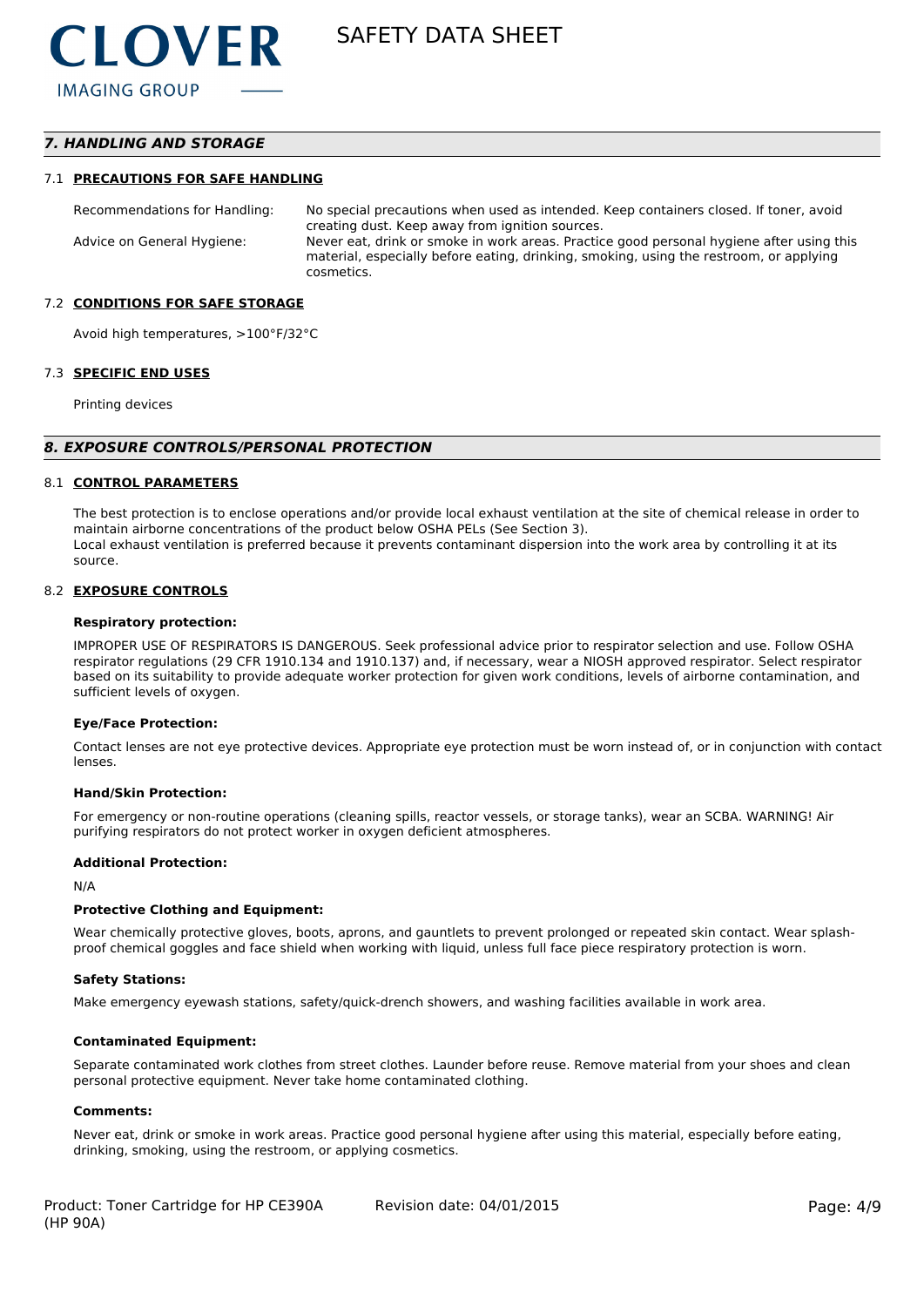## *7. HANDLING AND STORAGE*

### 7.1 PRECAUTIONS FOR SAFE HANDLING

Recommendations for Handling: No special precautions when used as intended. Keep containers closed. If toner, avoid creating dust. Keep away from ignition sources.

Advice on General Hygiene: Never eat, drink or smoke in work areas. Practice good personal hygiene after using this material, especially before eating, drinking, smoking, using the restroom, or applying cosmetics.

### 7.2 CONDITIONS FOR SAFE STORAGE

Avoid high temperatures, >100°F/32°C

### 7.3 SPECIFIC END USES

Printing devices

## *8. EXPOSURE CONTROLS/PERSONAL PROTECTION*

### 8.1 CONTROL PARAMETERS

The best protection is to enclose operations and/or provide local exhaust ventilation at the site of chemical release in order to maintain airborne concentrations of the product below OSHA PELs (See Section 3).
Local exhaust ventilation is preferred because it prevents contaminant dispersion into the work area by controlling it at its source.

### 8.2 EXPOSURE CONTROLS

**Respiratory protection:**

IMPROPER USE OF RESPIRATORS IS DANGEROUS. Seek professional advice prior to respirator selection and use. Follow OSHA respirator regulations (29 CFR 1910.134 and 1910.137) and, if necessary, wear a NIOSH approved respirator. Select respirator based on its suitability to provide adequate worker protection for given work conditions, levels of airborne contamination, and sufficient levels of oxygen.

**Eye/Face Protection:**

Contact lenses are not eye protective devices. Appropriate eye protection must be worn instead of, or in conjunction with contact lenses.

**Hand/Skin Protection:**

For emergency or non-routine operations (cleaning spills, reactor vessels, or storage tanks), wear an SCBA. WARNING! Air purifying respirators do not protect worker in oxygen deficient atmospheres.

**Additional Protection:**

N/A

**Protective Clothing and Equipment:**

Wear chemically protective gloves, boots, aprons, and gauntlets to prevent prolonged or repeated skin contact. Wear splash-proof chemical goggles and face shield when working with liquid, unless full face piece respiratory protection is worn.

**Safety Stations:**

Make emergency eyewash stations, safety/quick-drench showers, and washing facilities available in work area.

**Contaminated Equipment:**

Separate contaminated work clothes from street clothes. Launder before reuse. Remove material from your shoes and clean personal protective equipment. Never take home contaminated clothing.

**Comments:**

Never eat, drink or smoke in work areas. Practice good personal hygiene after using this material, especially before eating, drinking, smoking, using the restroom, or applying cosmetics.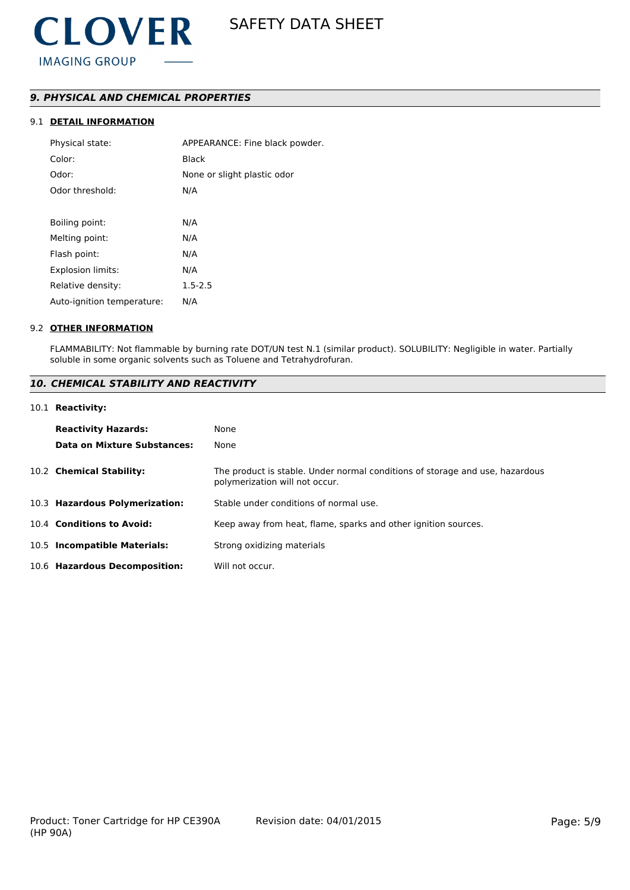## *9. PHYSICAL AND CHEMICAL PROPERTIES*

### 9.1 DETAIL INFORMATION

| | |
|---|---|
| Physical state: | APPEARANCE: Fine black powder. |
| Color: | Black |
| Odor: | None or slight plastic odor |
| Odor threshold: | N/A |
| | |
| Boiling point: | N/A |
| Melting point: | N/A |
| Flash point: | N/A |
| Explosion limits: | N/A |
| Relative density: | 1.5-2.5 |
| Auto-ignition temperature: | N/A |

### 9.2 OTHER INFORMATION

FLAMMABILITY: Not flammable by burning rate DOT/UN test N.1 (similar product). SOLUBILITY: Negligible in water. Partially soluble in some organic solvents such as Toluene and Tetrahydrofuran.

## *10. CHEMICAL STABILITY AND REACTIVITY*

10.1 **Reactivity:**

| | |
|---|---|
| **Reactivity Hazards:** | None |
| **Data on Mixture Substances:** | None |

| | |
|---|---|
| 10.2 **Chemical Stability:** | The product is stable. Under normal conditions of storage and use, hazardous polymerization will not occur. |
| 10.3 **Hazardous Polymerization:** | Stable under conditions of normal use. |
| 10.4 **Conditions to Avoid:** | Keep away from heat, flame, sparks and other ignition sources. |
| 10.5 **Incompatible Materials:** | Strong oxidizing materials |
| 10.6 **Hazardous Decomposition:** | Will not occur. |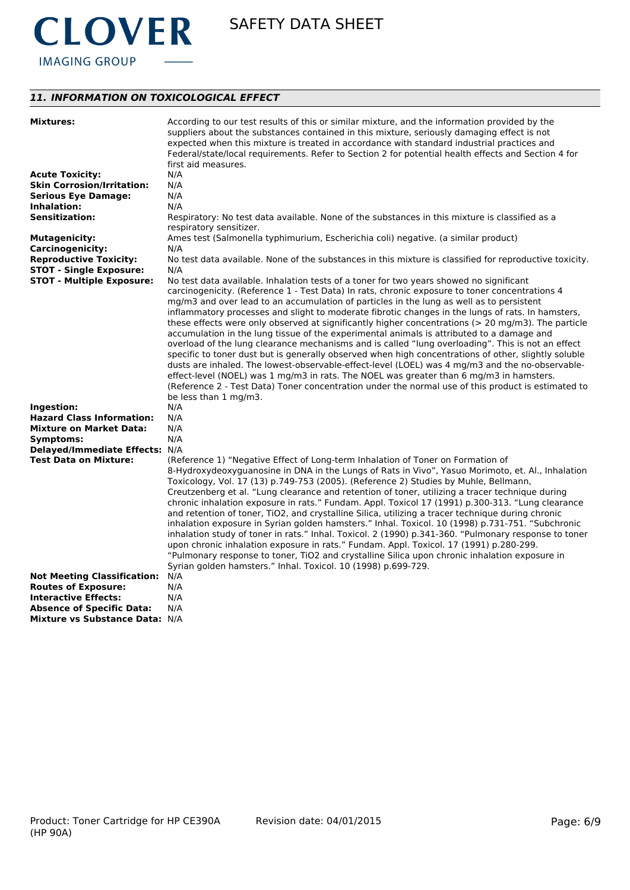## *11. INFORMATION ON TOXICOLOGICAL EFFECT*

**Mixtures:** According to our test results of this or similar mixture, and the information provided by the suppliers about the substances contained in this mixture, seriously damaging effect is not expected when this mixture is treated in accordance with standard industrial practices and Federal/state/local requirements. Refer to Section 2 for potential health effects and Section 4 for first aid measures.

**Acute Toxicity:** N/A

**Skin Corrosion/Irritation:** N/A

**Serious Eye Damage:** N/A

**Inhalation:** N/A

**Sensitization:** Respiratory: No test data available. None of the substances in this mixture is classified as a respiratory sensitizer.

**Mutagenicity:** Ames test (Salmonella typhimurium, Escherichia coli) negative. (a similar product)

**Carcinogenicity:** N/A

**Reproductive Toxicity:** No test data available. None of the substances in this mixture is classified for reproductive toxicity.

**STOT - Single Exposure:** N/A

**STOT - Multiple Exposure:** No test data available. Inhalation tests of a toner for two years showed no significant carcinogenicity. (Reference 1 - Test Data) In rats, chronic exposure to toner concentrations 4 mg/m3 and over lead to an accumulation of particles in the lung as well as to persistent inflammatory processes and slight to moderate fibrotic changes in the lungs of rats. In hamsters, these effects were only observed at significantly higher concentrations (> 20 mg/m3). The particle accumulation in the lung tissue of the experimental animals is attributed to a damage and overload of the lung clearance mechanisms and is called “lung overloading”. This is not an effect specific to toner dust but is generally observed when high concentrations of other, slightly soluble dusts are inhaled. The lowest-observable-effect-level (LOEL) was 4 mg/m3 and the no-observable-effect-level (NOEL) was 1 mg/m3 in rats. The NOEL was greater than 6 mg/m3 in hamsters. (Reference 2 - Test Data) Toner concentration under the normal use of this product is estimated to be less than 1 mg/m3.

**Ingestion:** N/A

**Hazard Class Information:** N/A

**Mixture on Market Data:** N/A

**Symptoms:** N/A

**Delayed/Immediate Effects:** N/A

**Test Data on Mixture:** (Reference 1) “Negative Effect of Long-term Inhalation of Toner on Formation of 8-Hydroxydeoxyguanosine in DNA in the Lungs of Rats in Vivo”, Yasuo Morimoto, et. Al., Inhalation Toxicology, Vol. 17 (13) p.749-753 (2005). (Reference 2) Studies by Muhle, Bellmann, Creutzenberg et al. “Lung clearance and retention of toner, utilizing a tracer technique during chronic inhalation exposure in rats.” Fundam. Appl. Toxicol 17 (1991) p.300-313. “Lung clearance and retention of toner, TiO2, and crystalline Silica, utilizing a tracer technique during chronic inhalation exposure in Syrian golden hamsters.” Inhal. Toxicol. 10 (1998) p.731-751. “Subchronic inhalation study of toner in rats.” Inhal. Toxicol. 2 (1990) p.341-360. “Pulmonary response to toner upon chronic inhalation exposure in rats.” Fundam. Appl. Toxicol. 17 (1991) p.280-299. “Pulmonary response to toner, TiO2 and crystalline Silica upon chronic inhalation exposure in Syrian golden hamsters.” Inhal. Toxicol. 10 (1998) p.699-729.

**Not Meeting Classification:** N/A

**Routes of Exposure:** N/A

**Interactive Effects:** N/A

**Absence of Specific Data:** N/A

**Mixture vs Substance Data:** N/A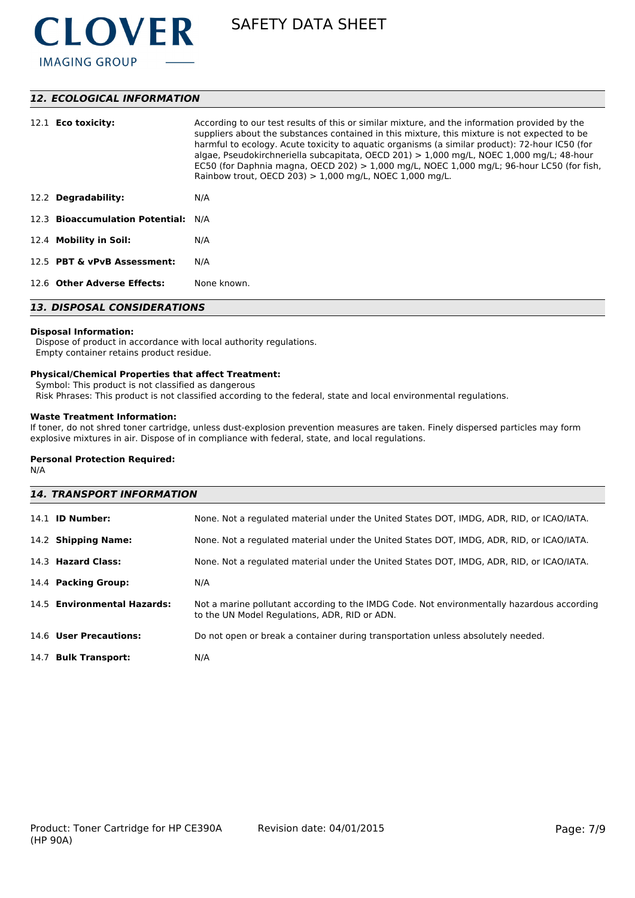## *12. ECOLOGICAL INFORMATION*

| | |
|---|---|
| 12.1 **Eco toxicity:** | According to our test results of this or similar mixture, and the information provided by the suppliers about the substances contained in this mixture, this mixture is not expected to be harmful to ecology. Acute toxicity to aquatic organisms (a similar product): 72-hour IC50 (for algae, Pseudokirchneriella subcapitata, OECD 201) > 1,000 mg/L, NOEC 1,000 mg/L; 48-hour EC50 (for Daphnia magna, OECD 202) > 1,000 mg/L, NOEC 1,000 mg/L; 96-hour LC50 (for fish, Rainbow trout, OECD 203) > 1,000 mg/L, NOEC 1,000 mg/L. |
| 12.2 **Degradability:** | N/A |
| 12.3 **Bioaccumulation Potential:** | N/A |
| 12.4 **Mobility in Soil:** | N/A |
| 12.5 **PBT & vPvB Assessment:** | N/A |
| 12.6 **Other Adverse Effects:** | None known. |

## *13. DISPOSAL CONSIDERATIONS*

**Disposal Information:**
Dispose of product in accordance with local authority regulations.
Empty container retains product residue.

**Physical/Chemical Properties that affect Treatment:**
Symbol: This product is not classified as dangerous
Risk Phrases: This product is not classified according to the federal, state and local environmental regulations.

**Waste Treatment Information:**
If toner, do not shred toner cartridge, unless dust-explosion prevention measures are taken. Finely dispersed particles may form explosive mixtures in air. Dispose of in compliance with federal, state, and local regulations.

**Personal Protection Required:**
N/A

## *14. TRANSPORT INFORMATION*

| | |
|---|---|
| 14.1 **ID Number:** | None. Not a regulated material under the United States DOT, IMDG, ADR, RID, or ICAO/IATA. |
| 14.2 **Shipping Name:** | None. Not a regulated material under the United States DOT, IMDG, ADR, RID, or ICAO/IATA. |
| 14.3 **Hazard Class:** | None. Not a regulated material under the United States DOT, IMDG, ADR, RID, or ICAO/IATA. |
| 14.4 **Packing Group:** | N/A |
| 14.5 **Environmental Hazards:** | Not a marine pollutant according to the IMDG Code. Not environmentally hazardous according to the UN Model Regulations, ADR, RID or ADN. |
| 14.6 **User Precautions:** | Do not open or break a container during transportation unless absolutely needed. |
| 14.7 **Bulk Transport:** | N/A |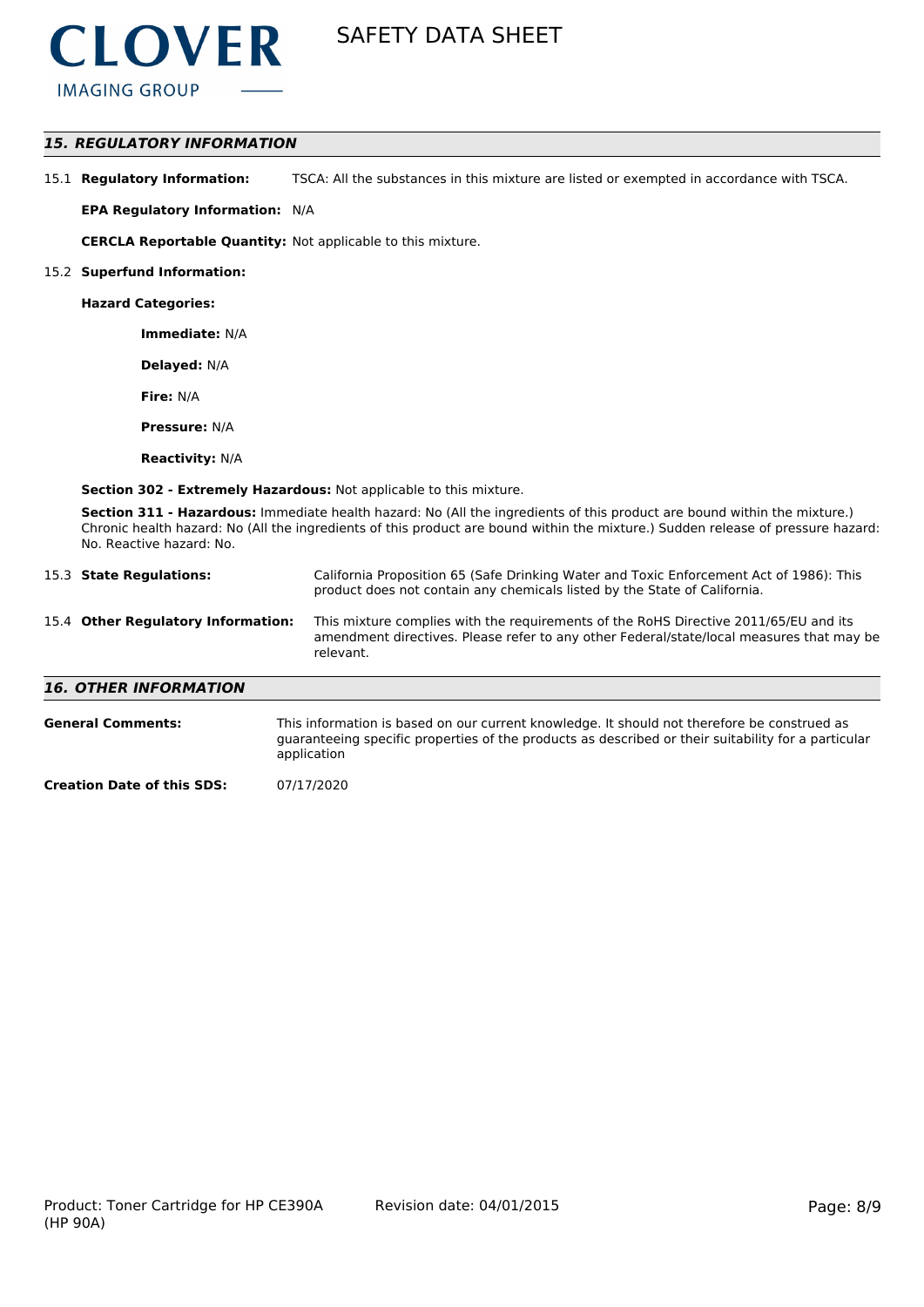## 15. REGULATORY INFORMATION

15.1 **Regulatory Information:** TSCA: All the substances in this mixture are listed or exempted in accordance with TSCA.

**EPA Regulatory Information:** N/A

**CERCLA Reportable Quantity:** Not applicable to this mixture.

15.2 **Superfund Information:**

**Hazard Categories:**

**Immediate:** N/A

**Delayed:** N/A

**Fire:** N/A

**Pressure:** N/A

**Reactivity:** N/A

**Section 302 - Extremely Hazardous:** Not applicable to this mixture.

**Section 311 - Hazardous:** Immediate health hazard: No (All the ingredients of this product are bound within the mixture.) Chronic health hazard: No (All the ingredients of this product are bound within the mixture.) Sudden release of pressure hazard: No. Reactive hazard: No.

15.3 **State Regulations:** California Proposition 65 (Safe Drinking Water and Toxic Enforcement Act of 1986): This product does not contain any chemicals listed by the State of California.

15.4 **Other Regulatory Information:** This mixture complies with the requirements of the RoHS Directive 2011/65/EU and its amendment directives. Please refer to any other Federal/state/local measures that may be relevant.

## 16. OTHER INFORMATION

**General Comments:** This information is based on our current knowledge. It should not therefore be construed as guaranteeing specific properties of the products as described or their suitability for a particular application

**Creation Date of this SDS:** 07/17/2020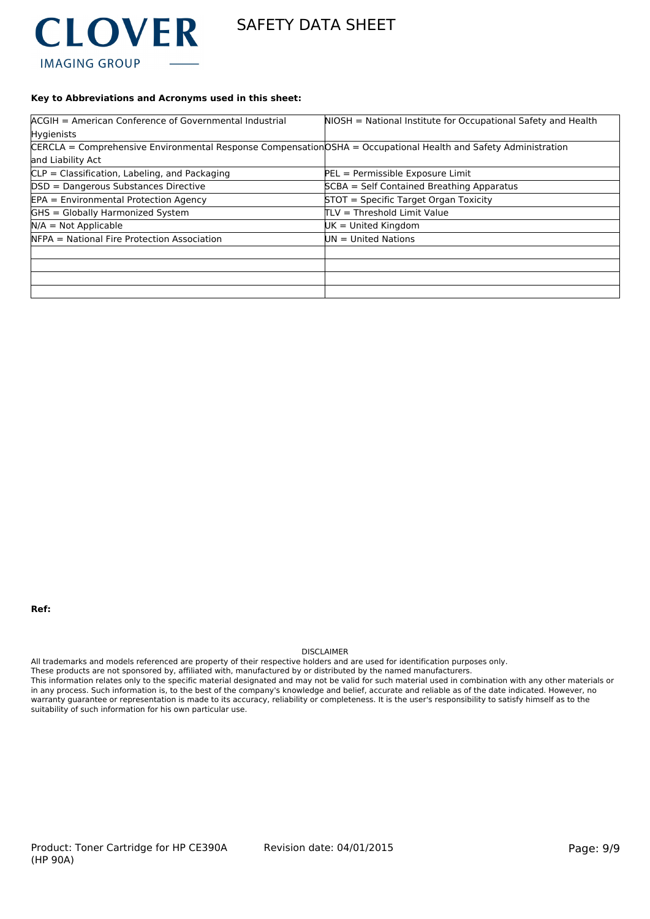**Key to Abbreviations and Acronyms used in this sheet:**

| | |
|---|---|
| ACGIH = American Conference of Governmental Industrial Hygienists | NIOSH = National Institute for Occupational Safety and Health |
| CERCLA = Comprehensive Environmental Response Compensation and Liability Act | OSHA = Occupational Health and Safety Administration |
| CLP = Classification, Labeling, and Packaging | PEL = Permissible Exposure Limit |
| DSD = Dangerous Substances Directive | SCBA = Self Contained Breathing Apparatus |
| EPA = Environmental Protection Agency | STOT = Specific Target Organ Toxicity |
| GHS = Globally Harmonized System | TLV = Threshold Limit Value |
| N/A = Not Applicable | UK = United Kingdom |
| NFPA = National Fire Protection Association | UN = United Nations |
| | |
| | |
| | |
| | |

**Ref:**

DISCLAIMER

All trademarks and models referenced are property of their respective holders and are used for identification purposes only.
These products are not sponsored by, affiliated with, manufactured by or distributed by the named manufacturers.
This information relates only to the specific material designated and may not be valid for such material used in combination with any other materials or in any process. Such information is, to the best of the company's knowledge and belief, accurate and reliable as of the date indicated. However, no warranty guarantee or representation is made to its accuracy, reliability or completeness. It is the user's responsibility to satisfy himself as to the suitability of such information for his own particular use.